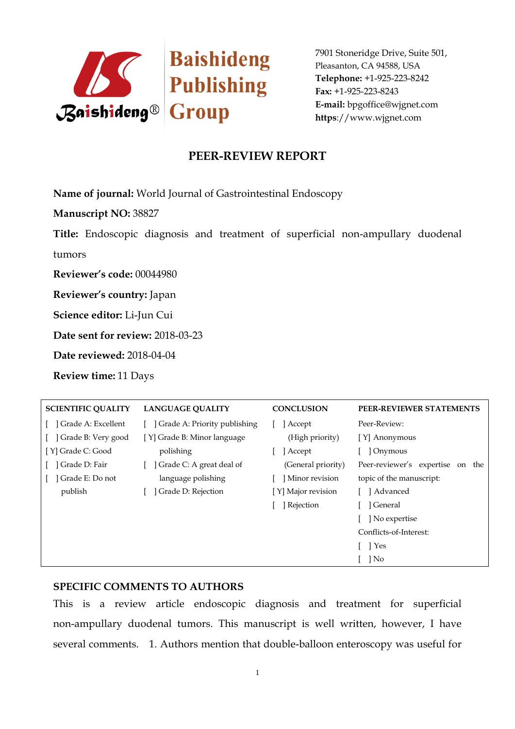Baishideng Publishing Group

7901 Stoneridge Drive, Suite 501,
Pleasanton, CA 94588, USA
**Telephone:** +1-925-223-8242
**Fax:** +1-925-223-8243
**E-mail:** bpgoffice@wjgnet.com
**https**://www.wjgnet.com

# PEER-REVIEW REPORT

**Name of journal:** World Journal of Gastrointestinal Endoscopy

**Manuscript NO:** 38827

**Title:** Endoscopic diagnosis and treatment of superficial non-ampullary duodenal tumors

**Reviewer's code:** 00044980

**Reviewer's country:** Japan

**Science editor:** Li-Jun Cui

**Date sent for review:** 2018-03-23

**Date reviewed:** 2018-04-04

**Review time:** 11 Days

| SCIENTIFIC QUALITY | LANGUAGE QUALITY | CONCLUSION | PEER-REVIEWER STATEMENTS |
|---|---|---|---|
| [ ] Grade A: Excellent | [ ] Grade A: Priority publishing | [ ] Accept (High priority) | Peer-Review: |
| [ ] Grade B: Very good | [Y] Grade B: Minor language polishing | [ ] Accept (General priority) | [Y] Anonymous |
| [Y] Grade C: Good | [ ] Grade C: A great deal of language polishing | [ ] Minor revision | [ ] Onymous |
| [ ] Grade D: Fair | [ ] Grade D: Rejection | [Y] Major revision | Peer-reviewer's expertise on the topic of the manuscript: |
| [ ] Grade E: Do not publish | | [ ] Rejection | [ ] Advanced |
| | | | [ ] General |
| | | | [ ] No expertise |
| | | | Conflicts-of-Interest: |
| | | | [ ] Yes |
| | | | [ ] No |

## SPECIFIC COMMENTS TO AUTHORS

This is a review article endoscopic diagnosis and treatment for superficial non-ampullary duodenal tumors. This manuscript is well written, however, I have several comments. 1. Authors mention that double-balloon enteroscopy was useful for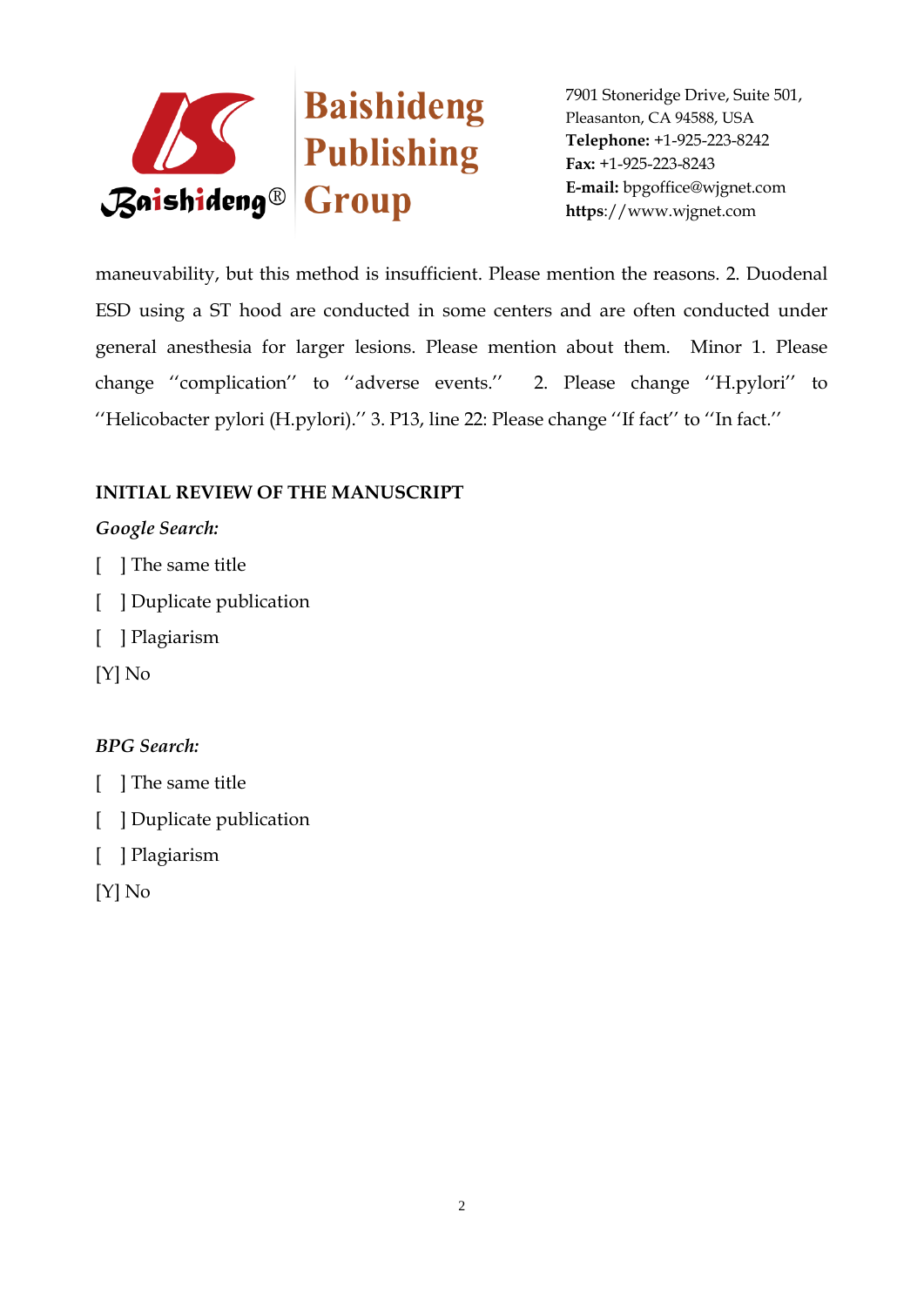maneuvability, but this method is insufficient. Please mention the reasons. 2. Duodenal ESD using a ST hood are conducted in some centers and are often conducted under general anesthesia for larger lesions. Please mention about them. Minor 1. Please change ''complication'' to ''adverse events.'' 2. Please change ''H.pylori'' to ''Helicobacter pylori (H.pylori).'' 3. P13, line 22: Please change ''If fact'' to ''In fact.''

**INITIAL REVIEW OF THE MANUSCRIPT**

*Google Search:*

[ ] The same title

[ ] Duplicate publication

[ ] Plagiarism

[Y] No

*BPG Search:*

[ ] The same title

[ ] Duplicate publication

[ ] Plagiarism

[Y] No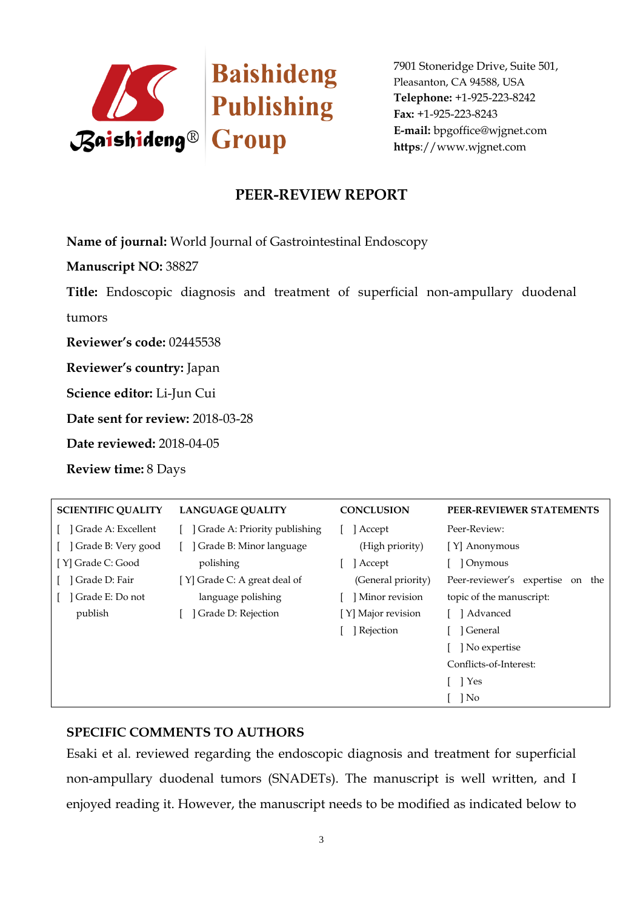Baishideng Publishing Group

7901 Stoneridge Drive, Suite 501,
Pleasanton, CA 94588, USA
**Telephone:** +1-925-223-8242
**Fax:** +1-925-223-8243
**E-mail:** bpgoffice@wjgnet.com
**https**://www.wjgnet.com

# PEER-REVIEW REPORT

**Name of journal:** World Journal of Gastrointestinal Endoscopy

**Manuscript NO:** 38827

**Title:** Endoscopic diagnosis and treatment of superficial non-ampullary duodenal tumors

**Reviewer's code:** 02445538

**Reviewer's country:** Japan

**Science editor:** Li-Jun Cui

**Date sent for review:** 2018-03-28

**Date reviewed:** 2018-04-05

**Review time:** 8 Days

| SCIENTIFIC QUALITY | LANGUAGE QUALITY | CONCLUSION | PEER-REVIEWER STATEMENTS |
|---|---|---|---|
| [ ] Grade A: Excellent | [ ] Grade A: Priority publishing | [ ] Accept (High priority) | Peer-Review: |
| [ ] Grade B: Very good | [ ] Grade B: Minor language polishing | [ ] Accept (General priority) | [ Y] Anonymous |
| [ Y] Grade C: Good | [ Y] Grade C: A great deal of language polishing | [ ] Minor revision | [ ] Onymous |
| [ ] Grade D: Fair | [ ] Grade D: Rejection | [ Y] Major revision | Peer-reviewer's expertise on the topic of the manuscript: |
| [ ] Grade E: Do not publish | | [ ] Rejection | [ ] Advanced |
| | | | [ ] General |
| | | | [ ] No expertise |
| | | | Conflicts-of-Interest: |
| | | | [ ] Yes |
| | | | [ ] No |

## SPECIFIC COMMENTS TO AUTHORS

Esaki et al. reviewed regarding the endoscopic diagnosis and treatment for superficial non-ampullary duodenal tumors (SNADETs). The manuscript is well written, and I enjoyed reading it. However, the manuscript needs to be modified as indicated below to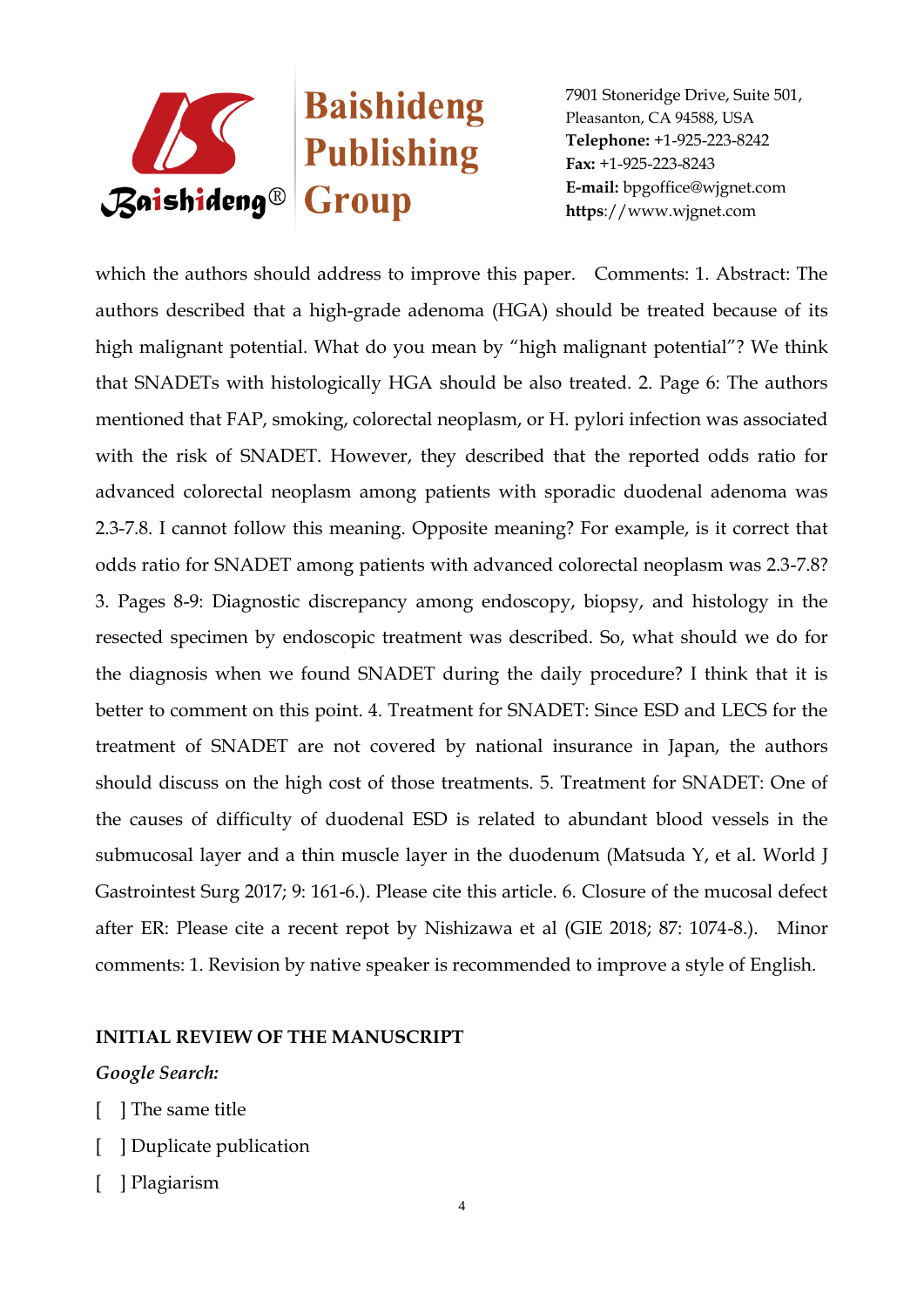which the authors should address to improve this paper. Comments: 1. Abstract: The authors described that a high-grade adenoma (HGA) should be treated because of its high malignant potential. What do you mean by "high malignant potential"? We think that SNADETs with histologically HGA should be also treated. 2. Page 6: The authors mentioned that FAP, smoking, colorectal neoplasm, or H. pylori infection was associated with the risk of SNADET. However, they described that the reported odds ratio for advanced colorectal neoplasm among patients with sporadic duodenal adenoma was 2.3-7.8. I cannot follow this meaning. Opposite meaning? For example, is it correct that odds ratio for SNADET among patients with advanced colorectal neoplasm was 2.3-7.8? 3. Pages 8-9: Diagnostic discrepancy among endoscopy, biopsy, and histology in the resected specimen by endoscopic treatment was described. So, what should we do for the diagnosis when we found SNADET during the daily procedure? I think that it is better to comment on this point. 4. Treatment for SNADET: Since ESD and LECS for the treatment of SNADET are not covered by national insurance in Japan, the authors should discuss on the high cost of those treatments. 5. Treatment for SNADET: One of the causes of difficulty of duodenal ESD is related to abundant blood vessels in the submucosal layer and a thin muscle layer in the duodenum (Matsuda Y, et al. World J Gastrointest Surg 2017; 9: 161-6.). Please cite this article. 6. Closure of the mucosal defect after ER: Please cite a recent repot by Nishizawa et al (GIE 2018; 87: 1074-8.). Minor comments: 1. Revision by native speaker is recommended to improve a style of English.

**INITIAL REVIEW OF THE MANUSCRIPT**

***Google Search:***

[ ] The same title

[ ] Duplicate publication

[ ] Plagiarism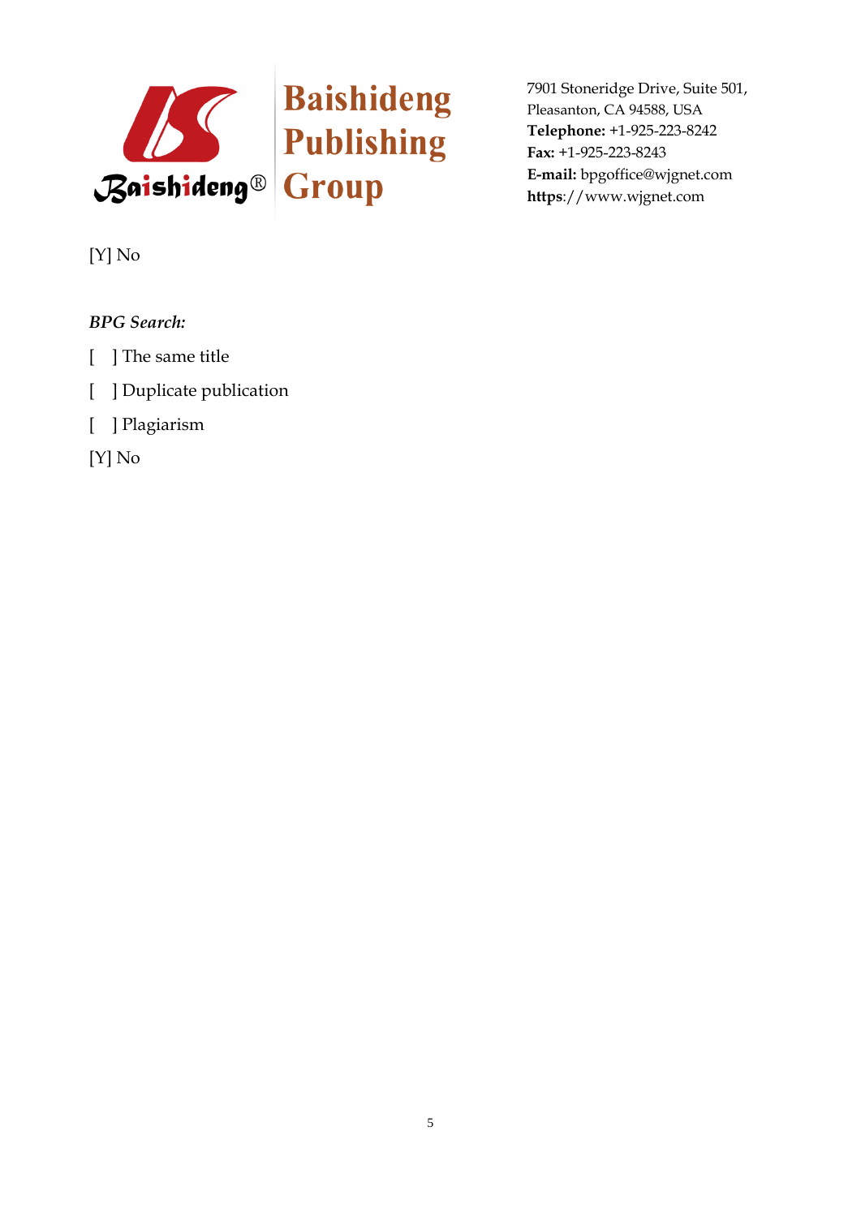[Y] No

*BPG Search:*

[ ] The same title

[ ] Duplicate publication

[ ] Plagiarism

[Y] No